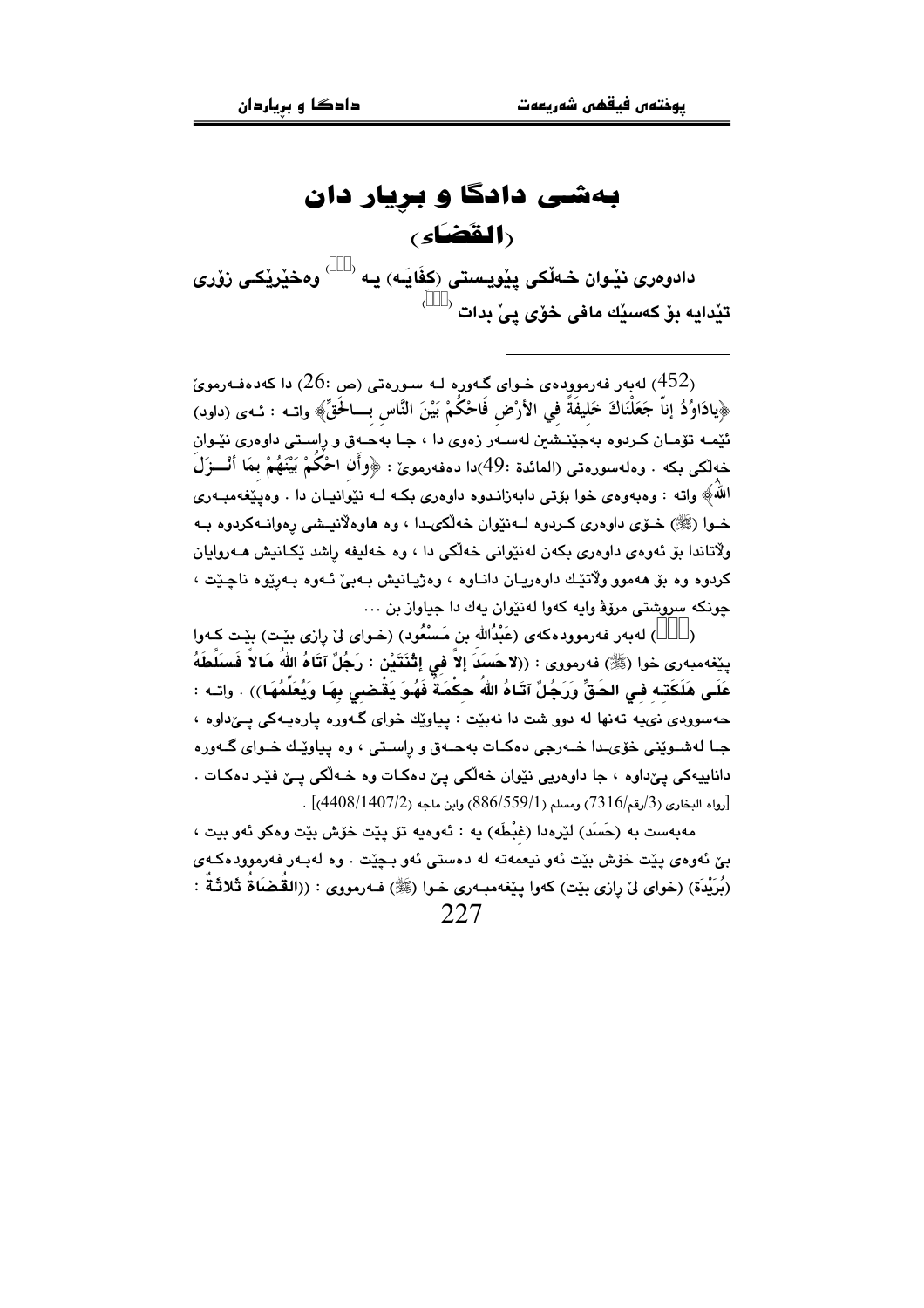# بەشی دادگا و بڕیار دان

## (القَضَاء)

**دادوەری نێوان خەڵکی پێویستی (كفَايَه) يە [453] وەخێرێکی زۆری تێدایە بۆ کەسێك مافی خۆی پێ بدات [454]**

---

(452) لەبەر فەرموودەی خوای گەورە لە سورەتی (ص :26) دا کەدەفەرمویّ ﴿يادَاوُدُ إنّا جَعَلْنَاكَ خَلِيفَةً فِي الأَرْضِ فَاحْكُمْ بَيْنَ النَّاسِ بِــالحَقِّ﴾ واتە : ئەی (داود) ئێمە تۆمان کردوە بەجێنشین لەسەر زەوی دا ، جا بەحەق و ڕاستی داوەری نێوان خەڵکی بکە . وەلەسورەتی (المائدة :49)دا دەفەرمویّ : ﴿وأَن احْكُمْ بَيْنَهُمْ بِمَا أَنْــزَلَ اللّهُ﴾ واتە : وەبەوەی خوا بۆتی دابەزاندوە داوەری بکە لە نێوانیان دا . وەپێغەمبەری خوا (ﷺ) خۆی داوەری کردوە لەنێوان خەڵکیدا ، وە هاوەڵانیشی ڕەوانەکردوە بە وڵاتاندا بۆ ئەوەی داوەری بکەن لەنێوانی خەڵکی دا ، وە خەلیفە ڕاشد ێکانیش هەروایان کردوە وە بۆ هەموو وڵاتێك داوەریان داناوە ، وەژیانیش بەبێ ئەوە بەڕێوە ناچێت ، چونکە سروشتی مرۆڤ وایە کەوا لەنێوان یەك دا جیاواز بن ...

(453) لەبەر فەرموودەکەی (عَبْدُالله بن مَسْعُود) (خوای لێ ڕازی بێت) بێت کەوا پێغەمبەری خوا (ﷺ) فەرمووی : ((**لاحَسَدَ إلاّ فِي إثْنَتَيْن : رَجُلٌ آتَاهُ اللهُ مَالاً فَسَلَّطَهُ عَلَى هَلَكَتِه فِي الحَقِّ وَرَجُلٌ آتَاهُ اللهُ حِكْمَةً فَهُوَ يَقْضِي بِهَا وَيُعَلِّمُهَا**)) . واتە : حەسوودی نییە تەنها لە دوو شت دا نەبێت : پیاوێك خوای گەورە پارەیەکی پێداوە ، جا لەشوێنی خۆیدا خەرجی دەکات بەحەق و ڕاستی ، وە پیاوێك خوای گەورە داناییەکی پێداوە ، جا داوەریی نێوان خەڵکی پێ دەکات وە خەڵکی پێ فێر دەکات . [رواه البخاري (3/رقم/7316) ومسلم (886/559/1) وابن ماجه (4408/1407/2)] .

مەبەست بە (حَسَد) لێرەدا (غِبْطَه) یە : ئەوەیە تۆ پێت خۆش بێت وەکو ئەو بیت ، بێ ئەوەی پێت خۆش بێت ئەو نیعمەتە لە دەستی ئەو بچێت . وە لەبەر فەرموودەکەی (بُرَيْدَة) (خوای لێ ڕازی بێت) کەوا پێغەمبەری خوا (ﷺ) فەرمووی : ((**القُضَاةُ ثَلاثَةٌ :**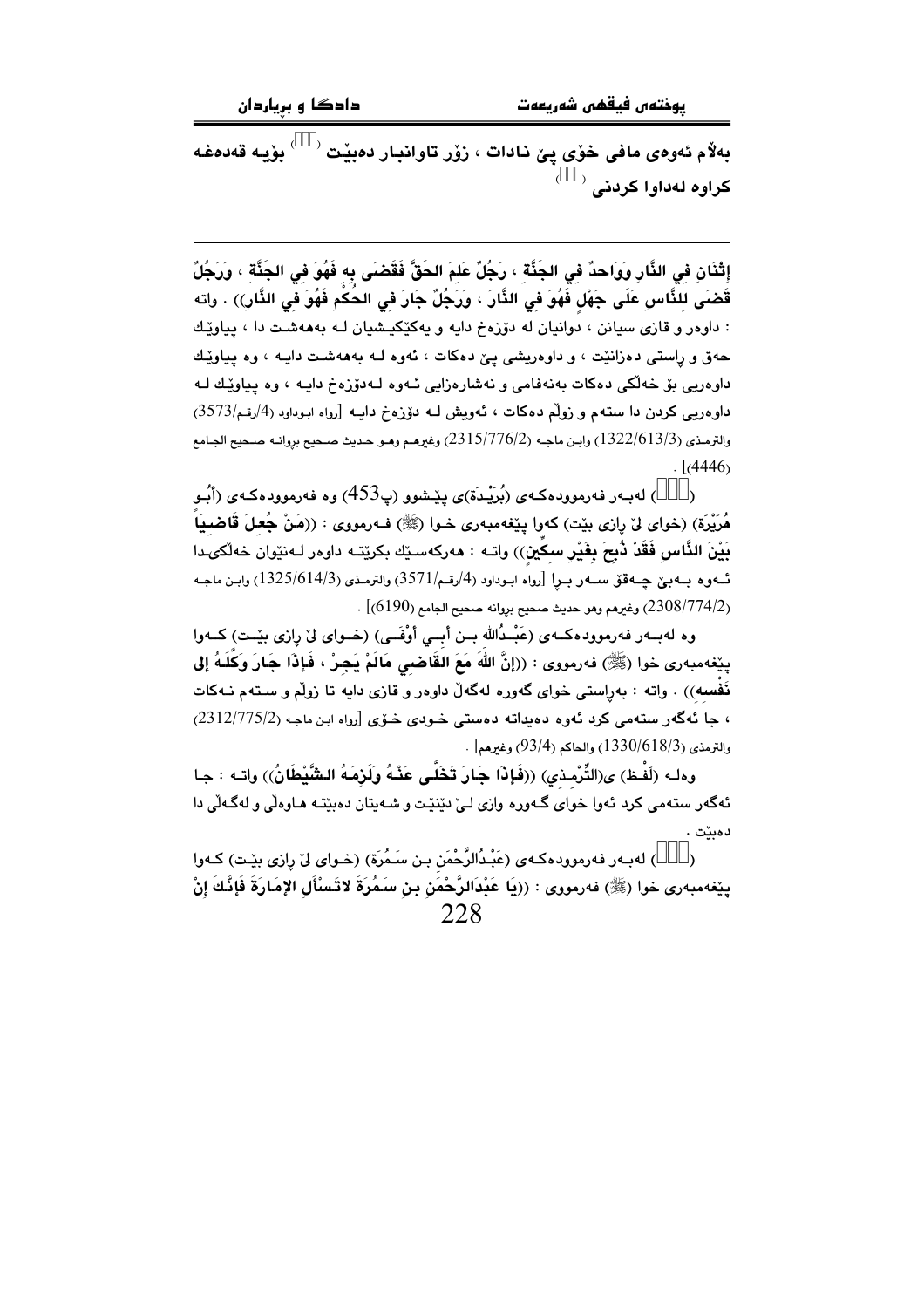بەڵام ئەوەی مافی خۆی پێ نادات ، زۆر تاوانبار دەبێت ⁽⁾ بۆیە قەدەغە کراوە لەداوا کردنی ⁽⁾

---

إثْنَانِ فِي النَّارِ وَوَاحِدٌ فِي الجَنَّةِ ، رَجُلٌ عَلِمَ الحَقَّ فَقَضَى بِهِ فَهُوَ فِي الجَنَّةِ ، وَرَجُلٌ قَضَى لِلنَّاسِ عَلَى جَهْلٍ فَهُوَ فِي النَّارِ ، وَرَجُلٌ جَارَ فِي الحُكْمِ فَهُوَ فِي النَّارِ)) . واتە : داوەر و قازی سیانن ، دوانیان لە دۆزەخ دایە و یەکێکیشیان لە بەهەشت دا ، پیاوێك حەق و ڕاستی دەزانێت ، و داوەریشی پێ دەکات ، ئەوە لە بەهەشت دایە ، وە پیاوێك داوەریی بۆ خەڵکی دەکات بەنەفامی و نەشارەزایی ئەوە لەدۆزەخ دایە ، وە پیاوێك لە داوەریی کردن دا ستەم و زوڵم دەکات ، ئەویش لە دۆزەخ دایە [رواه ابوداود (4/رقم/3573) والترمذي (1322/613/3) وابن ماجه (2315/776/2) وغيرهم وهو حديث صحيح بروانە صحيح الجامع (4446)] .

(⁾) لەبەر فەرموودەکەی (بُرَيْدَة)ی پێشوو (پ453) وە فەرموودەکەی (أَبُو هُرَيْرَة) (خوای لێ ڕازی بێت) کەوا پێغەمبەری خوا (ﷺ) فەرمووی : ((مَنْ جُعِلَ قَاضِياً بَيْنَ النَّاسِ فَقَدْ ذُبِحَ بِغَيْرِ سِكِّينٍ)) واتە : هەرکەسێك بکرێتە داوەر لەنێوان خەڵکیدا ئەوە بەبێ چەقۆ سەر بڕا [رواه ابوداود (4/رقم/3571) والترمذي (1325/614/3) وابن ماجه (2308/774/2) وغيرهم وهو حديث صحيح بروانە صحيح الجامع (6190)] .

وە لەبەر فەرموودەکەی (عَبْدُالله بن أَبِي أَوْفَى) (خوای لێ ڕازی بێت) کەوا پێغەمبەری خوا (ﷺ) فەرمووی : ((إنَّ اللهَ مَعَ القَاضِي مَالَمْ يَجِرْ ، فَإذَا جَارَ وَكَّلَهُ إلى نَفْسِه)) . واتە : بەڕاستی خوای گەورە لەگەڵ داوەر و قازی دایە تا زوڵم و ستەم نەکات ، جا ئەگەر ستەمی کرد ئەوە دەیداتە دەستی خودی خۆی [رواه ابن ماجه (2312/775/2) والترمذي (1330/618/3) والحاكم (93/4) وغيرهم] .

وەلە (لَفْظ) ی(التِّرْمِذِي) ((فَإذَا جَارَ تَخَلَّى عَنْهُ وَلَزِمَهُ الشَّيْطَانُ)) واتە : جا ئەگەر ستەمی کرد ئەوا خوای گەورە وازی لێ دێنێت و شەیتان دەبێتە هاوەڵی و لەگەڵی دا دەبێت .

(⁾) لەبەر فەرموودەکەی (عَبْدُالرَّحْمَن بن سَمُرَة) (خوای لێ ڕازی بێت) کەوا پێغەمبەری خوا (ﷺ) فەرمووی : ((يَا عَبْدَالرَّحْمَنِ بنِ سَمُرَةَ لاتَسْأَلِ الإمَارَةَ فَإنَّكَ إنْ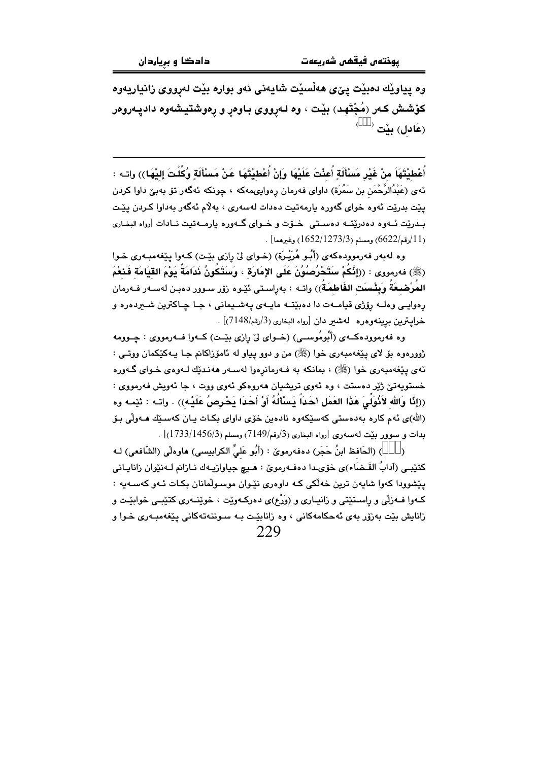**وە پیاوێك دەبێت پێی هەڵسێت شایەنی ئەو بوارە بێت لەڕووی زانیاریەوە کۆشش کەر (مُجْتَهِد) بێت ، وە لـەڕووی بـاوەڕ و ڕەوشتیشەوە دادپـەروەر (عَادِل) بێت** (  )

---

أُعْطِيْتَهَا مِنْ غَيْرِ مَسْأَلَةٍ أُعِنْتَ عَلَيْهَا وَإِنْ أُعْطِيْتَهَا عَنْ مَسْأَلَةٍ وُكِّلْتَ إِلَيْهَا)) واتـە : ئەی (عَبْدُالرَّحْمَن بن سَمُرَة) داوای فەرمان ڕەوایی‌مەکە ، چونکە ئەگەر تۆ بەبێ داوا کردن پێت بدرێت ئەوە خوای گەورە یارمەتیت دەدات لەسەری ، بەڵام ئەگەر بەداوا کـردن پێـت بـدرێت ئـەوە دەدرێتـە دەسـتی خـۆت و خـوای گـەورە یارمـەتیت نـادات [رواه البخاري (11/رقم/6622) ومسلم (3/1273/1652) وغيرهما] .

وە لەبەر فەرموودەکەی (أَبُـو هُرَيْـرَة) (خـوای لێ ڕازی بێـت) کـەوا پێغەمبـەری خـوا (ﷺ) فەرمووی : ((**إِنَّكُمْ سَتَحْرُصُونَ عَلَى الإِمَارَةِ ، وَسَتَكُونُ نَدَامَةً يَوْمَ القِيَامَةِ فَنِعْمَ المُرْضِعَةُ وَبِئْسَتِ الفَاطِمَةُ**)) واتـە : بەڕاسـتی ئێـوە زۆر سـوور دەبـن لەسـەر فـەرمان ڕەوایـی وەلـە ڕۆژی قیامـەت دا دەبێتـە مایـەی پەشـیمانی ، جـا چـاکترین شـیردەرە و خراپترین بڕینەوەرە لەشیر دان [رواه البخاري (3/رقم/7148)] .

وە فەرموودەکـەی (أَبُومُوسـی) (خـوای لێ ڕازی بێـت) کـەوا فـەرمووی : چـوومە ژوورەوە بۆ لای پێغەمبەری خوا (ﷺ) من و دوو پیاو لە ئامۆزاکانم جـا یـەکێکمان ووتـی : ئەی پێغەمبەری خوا (ﷺ) ، بمانکە بە فـەرمانڕەوا لەسـەر هەنـدێك لـەوەی خـوای گـەورە خستویەتیە ژێر دەستت ، وە ئەوی تریشیان هەروەکو ئەوی ووت ، جا ئەویش فەرمووی : ((**إِنَّا وَاللهِ لاَنُوَلِّيَ هَذَا العَمَلَ أَحَدَاً يَسْأَلُهُ أَوْ أَحَدَا يَحْرِصُ عَلَيْهِ**)) . واتـە : ئێمـە وە (الله)ی ئەم کارە بەدەستی کەسێکەوە نادەین خۆی داوای بکـات یـان کەسـێك هـەوڵی بـۆ بدات و سوور بێت لەسەری [رواه البخاري (3/رقم/7149) ومسلم (3/1456/1733)] .

(  ) (الحَافظ ابنُ حَجَر) دەفەرموێ : (أَبُو عَلِيٍّ الكرابيسي) هاوەڵی (الشّافعي) لـە کتێبـی (آدابُ القَـضَاء)ی خۆی‌دا دەفـەرموێ : هـیچ جیاوازیـەك نـازانم لـەنێوان زانایـانی پێشوودا کەوا شایەن ترین خەڵکی کـە داوەری نێـوان موسـوڵمانان بکـات ئـەو کەسـەیە : کـەوا فـەزڵی و ڕاسـتێتی و زانیـاری و (وَرْع)ی دەرکـەوێت ، خوێنـەری کتێبـی خوابێـت و زانایش بێت بەزۆر بەی ئەحکامەکانی ، وە زانابێـت بـە سـوننەتەکانی پێغەمبـەری خـوا و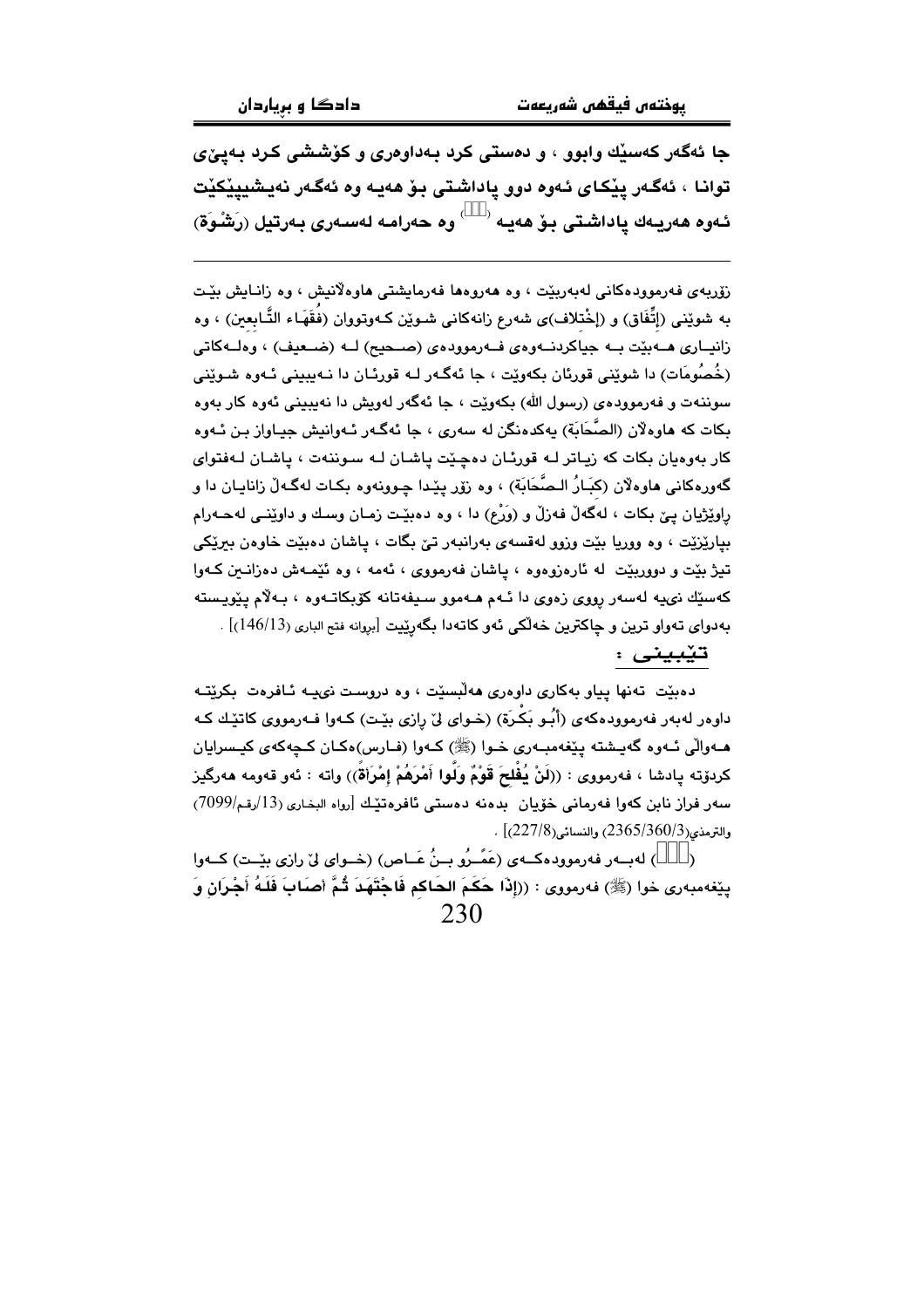**جا ئەگەر کەسێك وابوو ، و دەستی کرد بەداوەری و کۆششی کرد بەپێی توانا ، ئەگەر پێکای ئەوە دوو پاداشتی بۆ هەیە وە ئەگەر نەیشپێکێت ئەوە هەریەك پاداشتی بۆ هەیە () وە حەرامە لەسەری بەرتیل (رَشْوَة)**

---

زۆربەی فەرموودەکانی لەبەربێت ، وە هەروەها فەرمایشتی هاوەڵانیش ، وە زانایش بێت بە شوێنی (إتِّفَاق) و (إخْتلاف)ی شەرع زانەکانی شوێن کەوتووان (فُقَهَاء التَّابعِين) ، وە زانیاری هەبێت بە جیاکردنەوەی فەرموودەی (صحیح) لە (ضعیف) ، وەلەکاتی (خُصُومَات) دا شوێنی قورئان بکەوێت ، جا ئەگەر لە قورئان دا نەیبینی ئەوە شوێنی سوننەت و فەرموودەی (رسول الله) بکەوێت ، جا ئەگەر لەویش دا نەیبینی ئەوە کار بەوە بکات کە هاوەڵان (الصَّحَابَة) یەکدەنگن لە سەری ، جا ئەگەر ئەوانیش جیاواز بن ئەوە کار بەوەیان بکات کە زیاتر لە قورئان دەچێت پاشان لە سوننەت ، پاشان لەفتوای گەورەکانی هاوەڵان (کِبَارُ الصَّحَابَة) ، وە زۆر پێدا چوونەوە بکات لەگەڵ زانایان دا و راوێژیان پێ بکات ، لەگەڵ فەزڵ و (وَرْع) دا ، وە دەبێت زمان وسك و داوێنی لەحەرام بپارێزێت ، وە ووریا بێت وزوو لەقسەی بەرانبەر تێ بگات ، پاشان دەبێت خاوەن بیرێکی تیژ بێت و دووربێت لە ئارەزووەوە ، پاشان فەرمووی ، ئەمە ، وە ئێمەش دەزانین کەوا کەسێك نییە لەسەر رووی زەوی دا ئەم هەموو سیفەتانە کۆبکاتەوە ، بەڵام پێویستە بەدوای تەواو ترین و چاکترین خەڵکی ئەو کاتەدا بگەڕێت [بڕوانە فتح الباري (146/13)] .

**تێبینی :**

دەبێت تەنها پیاو بەکاری داوەری هەڵبسێت ، وە دروست نییە ئافرەت بکرێتە داوەر لەبەر فەرموودەکەی (أبُو بَكْرَة) (خوای لێ رازی بێت) کەوا فەرمووی کاتێك کە هەواڵی ئەوە گەیشتە پێغەمبەری خوا (ﷺ) کەوا (فارس)ەکان کچەکەی کیسرایان کردۆتە پادشا ، فەرمووی : ((**لَنْ يُفْلِحَ قَوْمٌ وَلَّوا أَمْرَهُمْ إِمْرَأةً**)) واتە : ئەو قەومە هەرگیز سەر فراز نابن کەوا فەرمانی خۆیان بدەنە دەستی ئافرەتێك [رواه البخاري (13/رقم/7099) والترمذي(2365/360/3) والنسائي(227/8)] .

() لەبەر فەرموودەکەی (عَمْرُو بنُ عَاص) (خوای لێ رازی بێت) کەوا پێغەمبەری خوا (ﷺ) فەرمووی : ((**إذَا حَكَمَ الحَاكِم فَاجْتَهَدَ ثُمَّ أصَابَ فَلَهُ أجْرَانِ وَ**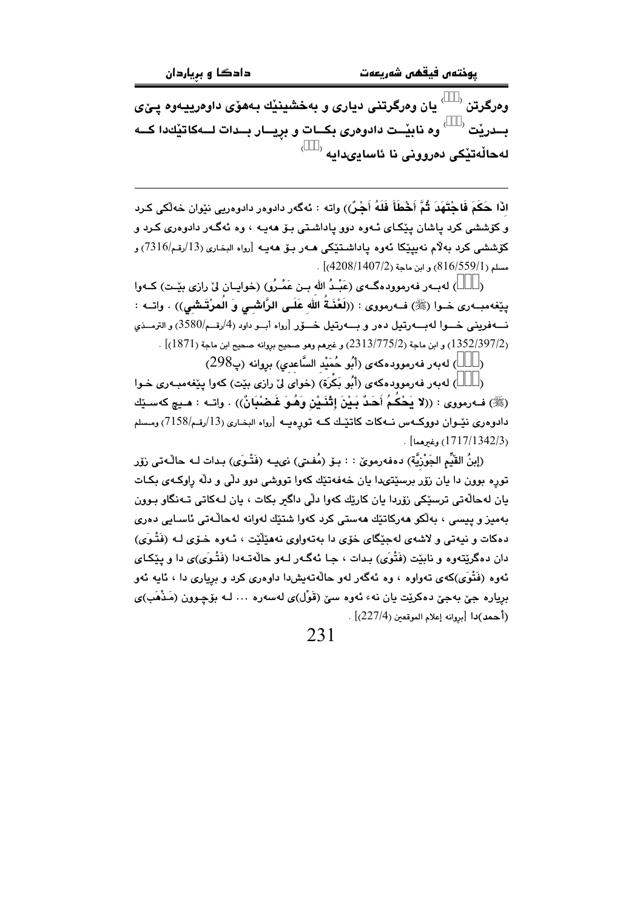وەرگرتن (   ) یان وەرگرتنی دیاری و بەخشینێك بەهۆی داوەرییەوە پێی بـدرێت (   ) وە نابێـت دادوەری بکـات و بڕیـار بـدات لـەکاتێکدا کـە لەحاڵەتێکی دەروونی نا ئاسایی‌دایە (   )

---

اذا حَكَمَ فَاجْتَهَدَ ثُمَّ أَخْطَأَ فَلَهُ أَجْرٌ)) واتە : ئەگەر دادوەر دادوەریی نێوان خەڵکی کرد و کۆششی کرد پاشان پێکای ئەوە دوو پاداشتی بۆ هەیە ، وە ئەگەر دادوەری کرد و کۆششی کرد بەڵام نەیپێکا ئەوە پاداشتێکی هەر بۆ هەیە [رواه البخاري (13/رقم/7316) و مسلم (816/559/1) و ابن ماجة (4208/1407/2)] .

(   ) لەبەر فەرموودەگەی (عَبْدُ الله بن عَمْرُو) (خوایان لێ ڕازی بێت) کەوا پێغەمبەری خوا (ﷺ) فەرمووی : ((لَعْنَةُ اللهِ عَلَى الرَّاشِي وَ الْمُرْتَشِي)) . واتە : نەفرینی خوا لەبەرتیل دەر و بەرتیل خۆر [رواه أبو داود (4/رقم/3580) و الترمذي (1352/397/2) و ابن ماجة (2313/775/2) و غيرهم وهو صحيح بروانه صحيح ابن ماجة (1871)] .

(   ) لەبەر فەرموودەکەی (أَبُو حُمَيْد السَّاعِدِي) بروانه (پ298)

(   ) لەبەر فەرموودەکەی (أَبُو بَكْرَة) (خوای لێ ڕازی بێت) کەوا پێغەمبەری خوا (ﷺ) فەرمووی : ((لا يَحْكُمُ أَحَدٌ بَيْنَ إِثْنَيْنِ وَهُوَ غَضْبَانٌ)) . واتە : هیچ کەسێك دادوەری نێوان دووکەس نەکات کاتێك کە تووڕەیە [رواه البخاري (13/رقم/7158) ومسلم (1717/1342/3) وغيرهما] .

(إبنُ القَيِّم الجَوْزِيَّة) دەفەرموێ : : بۆ (مُفتي) نییە (فَتْوَى) بدات لە حاڵەتی زۆر تووڕە بوون دا یان زۆر برسێتی‌دا یان خەفەتێك کەوا تووشی دوو دڵی و دڵە ڕاوکەی بکات یان لەحاڵەتی ترسێکی زۆردا یان کارێك کەوا دڵی داگیر بکات ، یان لەکاتی تەنگاو بوون بەمیز و پیسی ، بەڵکو هەرکاتێك هەستی کرد کەوا شتێك لەوانە لەحاڵەتی ئاسایی دەری دەکات و نیەتی و لاشەی لەجێگای خۆی دا بەتەواوی نەهێڵێت ، ئەوە خۆی لە (فَتْوَى) دان دەگرێتەوە و نابێت (فَتْوَى) بدات ، جا ئەگەر لەو حاڵەتەدا (فَتْوَى)ی دا و پێکای ئەوە (فَتْوَى)کەی تەواوە ، وە ئەگەر لەو حاڵەتەیشدا داوەری کرد و بڕیاری دا ، ئایە ئەو بڕیارە جێ بەجێ دەکرێت یان نەء ئەوە سێ (قَوْل)ی لەسەرە ... لە بۆچوون (مَذْهَب)ی (أحمد)دا [بروانه إعلام الموقعين (227/4)] .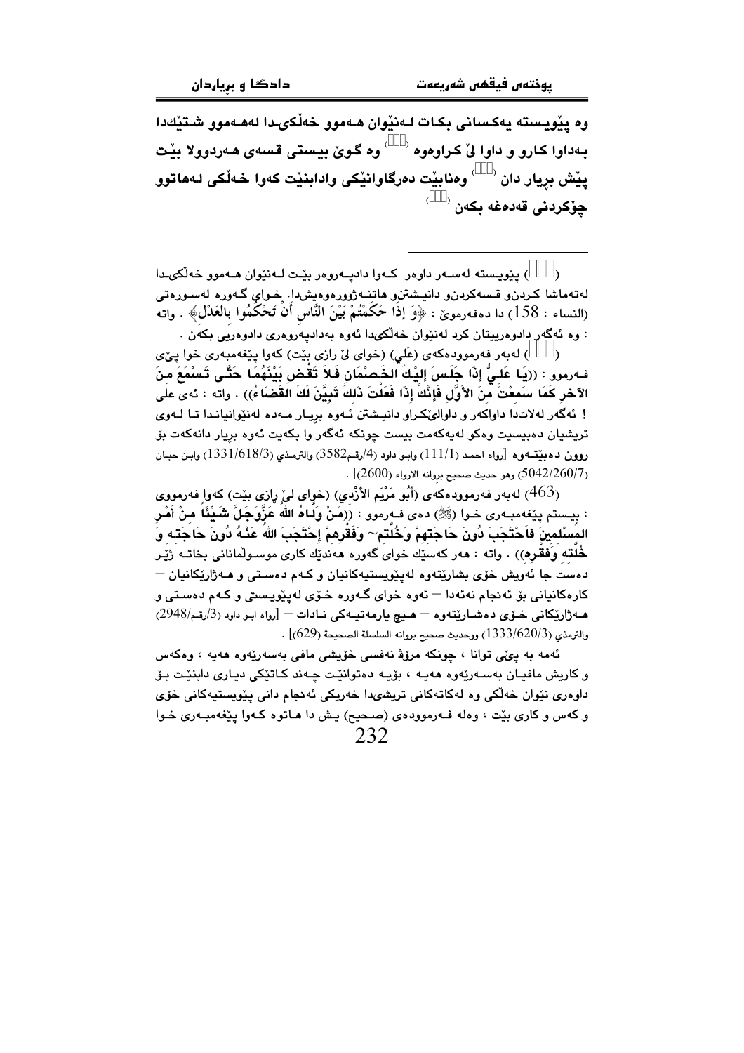وە پێویستە یەکسانی بکات لەنێوان هەموو خەڵکیدا لەهەموو شتێکدا بەداوا کارو و داوا لێ کراوەوە ([461]) وە گوێ بیستی قسەی هەردوولا بێت پێش بڕیار دان ([462]) وەنابێت دەرگاوانێکی وادابنێت کەوا خەڵکی لەهاتوو چۆکردنی قەدەغە بکەن ([463])

---

([461]) پێویستە لەسەر داوەر کەوا دادپەروەر بێت لەنێوان هەموو خەڵکیدا لەتەماشا کردنو قسەکردنو دانیشتنو هاتنەژوورەوەیشدا. خوای گەورە لەسورەتی (النساء : 158) دا دەفەرموێ : ﴿وَ إِذَا حَكَمْتُمْ بَيْنَ النَّاسِ أَنْ تَحْكُمُوا بِالعَدْلِ﴾ . واتە : وە ئەگەر دادوەرییتان کرد لەنێوان خەڵکیدا ئەوە بەدادپەروەری دادوەریی بکەن .

([462]) لەبەر فەرموودەکەی (عَلِي) (خوای لێ ڕازی بێت) کەوا پێغەمبەری خوا پێی فەرموو : ((يَا عَلِيُّ إِذَا جَلَسَ إِلَيْكَ الخَصْمَانِ فَلاَ تَقْضِ بَيْنَهُمَا حَتَّى تَسْمَعَ مِنَ الآخَرِ كَمَا سَمِعْتَ مِنَ الأَوَّلِ فَإِنَّكَ إِذَا فَعَلْتَ ذَلِكَ تَبَيَّنَ لَكَ القَضَاءُ)) . واتە : ئەی علی ! ئەگەر لەلاتدا داواکەر و داوالێکراو دانیشتن ئەوە بڕیار مەدە لەنێوانیاندا تا لەوی تریشیان دەبیستی وەکو لەیەکەمت بیست چونکە ئەگەر وا بکەیت ئەوە بڕیار دانەکەت بۆ روون دەبێتەوە [رواه احمد (111/1) وابو داود (4/رقم3582) والترمذي (1331/618/3) وابن حبان (5042/260/7) وهو حديث صحيح بروانه الارواء (2600)] .

(463) لەبەر فەرموودەکەی (أَبُو مَرْيَم الأَزْدِي) (خوای لێ ڕازی بێت) کەوا فەرمووی : بیستم پێغەمبەری خوا (ﷺ) دەی فەرموو : ((مَنْ وَلاَّهُ اللهُ عَزَّوَجَلَّ شَيْئاً مِنْ أَمْرِ المُسْلِمِينَ فَاحْتَجَبَ دُونَ حَاجَتِهِمْ وَخُلَّتِهِمْ وَفَقْرِهِمْ إِحْتَجَبَ اللهُ عَنْهُ دُونَ حَاجَتِهِ وَ خُلَّتِهِ وَفَقْرِهِ)) . واتە : هەر کەسێك خوای گەورە هەندێك کاری موسوڵمانانی بخاتە ژێر دەست جا ئەویش خۆی بشارێتەوە لەپێویستیەکانیان و کەم دەستی و هەژاریکانیان – کارەکانیانی بۆ ئەنجام نەئەدا – ئەوە خوای گەورە خۆی لەپێویستی و کەم دەستی و هەژارێکانی خۆی دەشارێتەوە – هیچ یارمەتیەکی نادات – [رواه ابو داود (3/رقم2948) والترمذي (1333/620/3) ووحديث صحيح بروانه السلسلة الصحيحة (629)] .

ئەمە بە پێی توانا ، چونکە مرۆڤ نەفسی خۆیشی مافی بەسەریەوە هەیە ، وەکەس و کاریش مافیان بەسەریەوە هەیە ، بۆیە دەتوانێت چەند کاتێکی دیاری دابنێت بۆ داوەری نێوان خەڵکی وە لەکاتەکانی تریشیدا خەریکی ئەنجام دانی پێویستیەکانی خۆی و کەس و کاری بێت ، وەلە فەرموودەی (صحيح) یش دا هاتوە کەوا پێغەمبەری خوا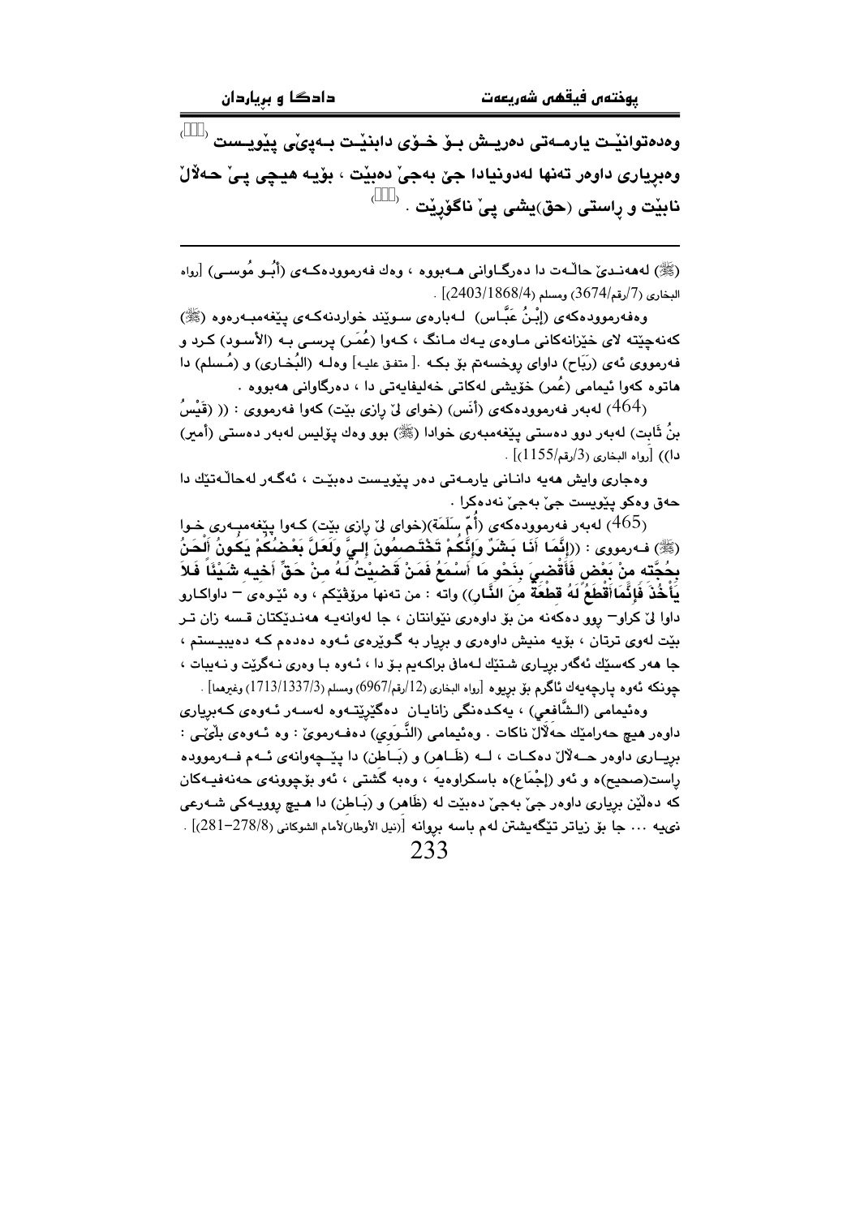وەدەتوانێـت یارمـەتی دەریـش بـۆ خـۆی دابنێـت بـەپێی پێویـست ()

وەبڕیاری داوەر تەنها لەدونیادا جێ بەجێ دەبێت ، بۆیە هیچی پێ حەڵاڵ نابێت و ڕاستی (حق)یشی پێ ناگۆڕێت . ()

---

(ﷺ) لەهەنـدێ حاڵـەت دا دەرگـاوانی هـەبووە ، وەك فەرموودەكـەی (أَبُـو مُوسَـى) [رواه البخاري (7/رقم/3674) ومسلم (2403/1868/4)] .

وەفەرموودەكەی (إِبْـنُ عَبَّـاس) لـەبارەی سـوێند خواردنەكـەی پێغەمبـەرەوە (ﷺ) كەنەچێتە لای خێزانەكانی مـاوەی یـەك مـانگ ، كـەوا (عُمَـر) پرسـی بـە (الأسـود) كـرد و فەرمووی ئەی (رَبَاح) داوای ڕوخسەتم بۆ بكـە .[ متفق عليـه] وەلـە (البُخـاري) و (مُـسلم) دا هاتوە كەوا ئیمامی (عُمَر) خۆیشی لەكاتی خەلیفایەتی دا ، دەرگاوانی هەبووە .

(464) لەبەر فەرموودەكەی (أَنَس) (خوای لێ ڕازی بێت) كەوا فەرمووی : (( (قَيْسُ بنُ ثَابت) لەبەر دوو دەستی پێغەمبەری خوادا (ﷺ) بوو وەك پۆلیس لەبەر دەستی (أمیر) دا)) [رواه البخاري (3/رقم/1155)] .

وەجاری وایش هەیە دانـانی یارمـەتی دەر پێویـست دەبێـت ، ئەگـەر لەحاڵـەتێك دا حەق وەكو پێویست جێ بەجێ نەدەكرا .

(465) لەبەر فەرموودەكەی (أُمِّ سَلَمَة)(خوای لێ ڕازی بێت) كـەوا پێغەمبـەری خـوا (ﷺ) فـەرمووی : ((**إِنَّمَا أَنَا بَشَرٌ وَإِنَّكُمْ تَخْتَصِمُونَ إِلَيَّ وَلَعَلَّ بَعْضُكُمْ يَكُونُ أَلْحَنُ بِحُجَّتِه مِنْ بَعْضٍ فَأَقْضِي بِنَحْوِ مَا أَسْمَعُ فَمَنْ قَضَيْتُ لَهُ مِنْ حَقِّ أَخِيه شَيْئًا فَلاَ يَأْخُذْ فَإِنَّمَا أَقْطَعُ لَهُ قِطْعَةً مِنَ النَّارِ**)) واتە : من تەنها مرۆڤێكم ، وە ئێـوەی – داواكـارو داوا لێ كراو– ڕوو دەكەنە من بۆ داوەری نێوانتان ، جا لەوانەیـە هەنـدێكتان قـسە زان تـر بێت لەوی ترتان ، بۆیە منیش داوەری و بڕیار بە گـوێرەی ئـەوە دەدەم كـە دەیبیـستم ، جا هەر كەسێك ئەگەر بڕیـاری شـتێك لـەمافی براكـەیم بـۆ دا ، ئـەوە بـا وەری نـەگرێت و نـەیبات ، چونكە ئەوە پارچەیەك ئاگرم بۆ بڕیوە [رواه البخاري (12/رقم/6967) ومسلم (1713/1337/3) وغيرهما] .

وەئیمامی (الـشَّافعي) ، یەكـدەنگی زانایـان دەگێڕێتـەوە لەسـەر ئـەوەی كـەبڕیاری داوەر هیچ حەرامێك حەڵاڵ ناكات . وەئیمامی (النَّـوَوِي) دەفـەرموێ : وە ئـەوەی بڵێـی : بڕیـاری داوەر حـەڵاڵ دەكـات ، لـە (ظَـاهر) و (بَـاطن) دا پێـچەوانەی ئـەم فـەرموودە ڕاست(صحيح)ە و ئەو (إِجْمَاع)ە باسكراوەیە ، وەبە گشتی ، ئەو بۆچوونەی حەنەفیـەكان كە دەڵێن بڕیاری داوەر جێ بەجێ دەبێت لە (ظَاهر) و (بَاطن) دا هـیچ ڕوویـەكی شـەرعی نیيە ... جا بۆ زیاتر تێگەیشتن لەم باسە بڕوانە [(نيل الأوطار)لأمام الشوكاني (278/8–281)] .